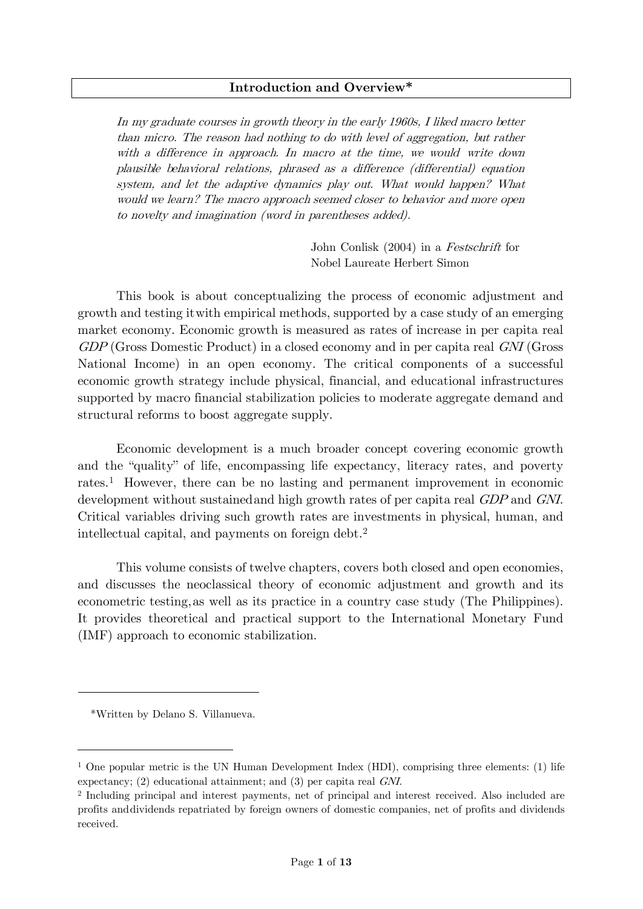# Introduction and Overview*

> *In my graduate courses in growth theory in the early 1960s, I liked macro better than micro. The reason had nothing to do with level of aggregation, but rather with a difference in approach. In macro at the time, we would write down plausible behavioral relations, phrased as a difference (differential) equation system, and let the adaptive dynamics play out. What would happen? What would we learn? The macro approach seemed closer to behavior and more open to novelty and imagination (word in parentheses added).*
>
> John Conlisk (2004) in a *Festschrift* for Nobel Laureate Herbert Simon

This book is about conceptualizing the process of economic adjustment and growth and testing it with empirical methods, supported by a case study of an emerging market economy. Economic growth is measured as rates of increase in per capita real *GDP* (Gross Domestic Product) in a closed economy and in per capita real *GNI* (Gross National Income) in an open economy. The critical components of a successful economic growth strategy include physical, financial, and educational infrastructures supported by macro financial stabilization policies to moderate aggregate demand and structural reforms to boost aggregate supply.

Economic development is a much broader concept covering economic growth and the "quality" of life, encompassing life expectancy, literacy rates, and poverty rates.[1] However, there can be no lasting and permanent improvement in economic development without sustained and high growth rates of per capita real *GDP* and *GNI*. Critical variables driving such growth rates are investments in physical, human, and intellectual capital, and payments on foreign debt.[2]

This volume consists of twelve chapters, covers both closed and open economies, and discusses the neoclassical theory of economic adjustment and growth and its econometric testing, as well as its practice in a country case study (The Philippines). It provides theoretical and practical support to the International Monetary Fund (IMF) approach to economic stabilization.

---

*Written by Delano S. Villanueva.

---

[1] One popular metric is the UN Human Development Index (HDI), comprising three elements: (1) life expectancy; (2) educational attainment; and (3) per capita real *GNI.*

[2] Including principal and interest payments, net of principal and interest received. Also included are profits and dividends repatriated by foreign owners of domestic companies, net of profits and dividends received.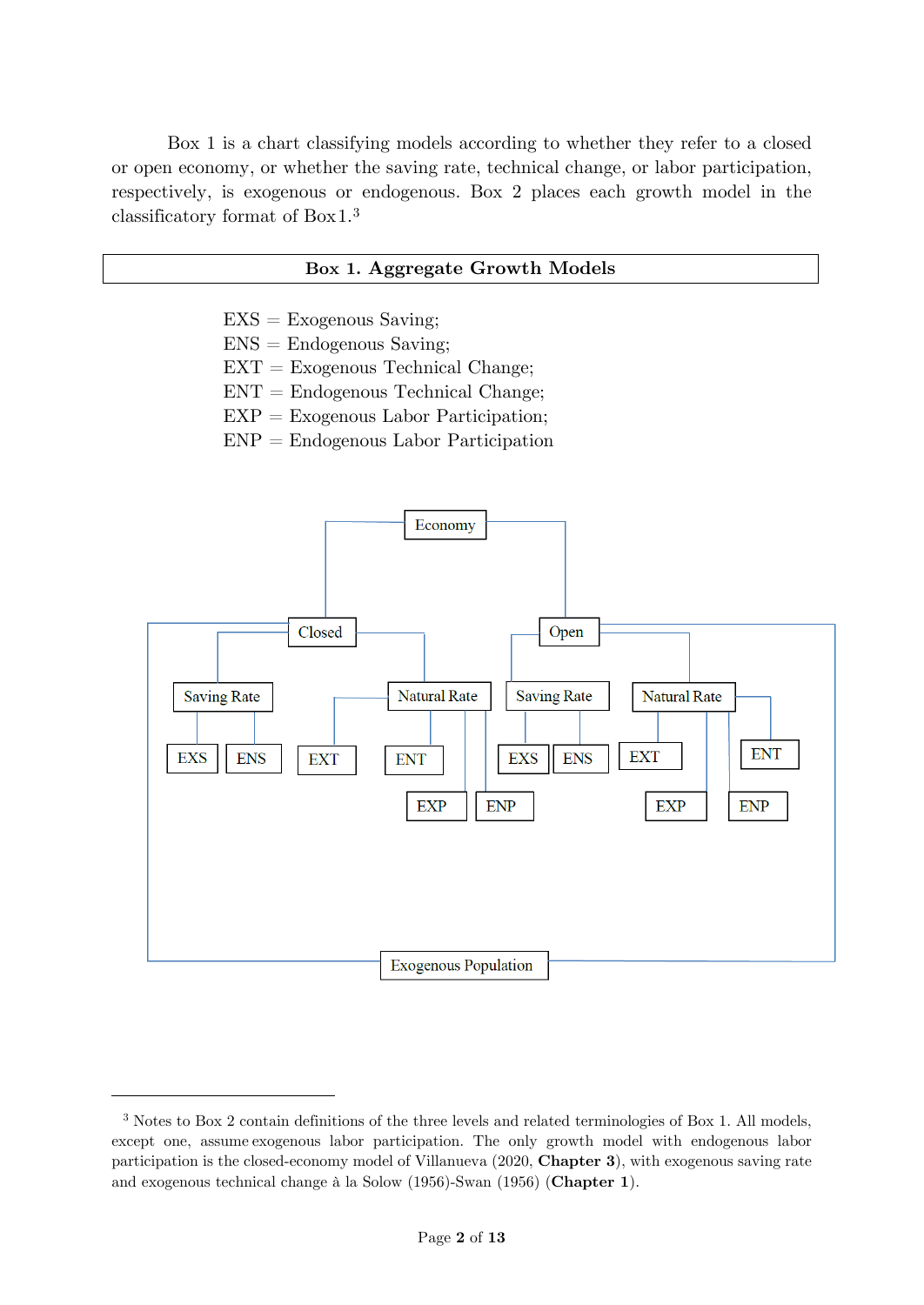Box 1 is a chart classifying models according to whether they refer to a closed or open economy, or whether the saving rate, technical change, or labor participation, respectively, is exogenous or endogenous. Box 2 places each growth model in the classificatory format of Box 1.[3]

**Box 1. Aggregate Growth Models**

EXS = Exogenous Saving;
ENS = Endogenous Saving;
EXT = Exogenous Technical Change;
ENT = Endogenous Technical Change;
EXP = Exogenous Labor Participation;
ENP = Endogenous Labor Participation

- Economy
  - Closed
    - Saving Rate
      - EXS
      - ENS
    - Natural Rate
      - EXT
      - ENT
      - EXP
      - ENP
  - Open
    - Saving Rate
      - EXS
      - ENS
    - Natural Rate
      - EXT
      - ENT
      - EXP
      - ENP
- Exogenous Population (linked to both Closed and Open)

---

[3] Notes to Box 2 contain definitions of the three levels and related terminologies of Box 1. All models, except one, assume exogenous labor participation. The only growth model with endogenous labor participation is the closed-economy model of Villanueva (2020, **Chapter 3**), with exogenous saving rate and exogenous technical change à la Solow (1956)-Swan (1956) (**Chapter 1**).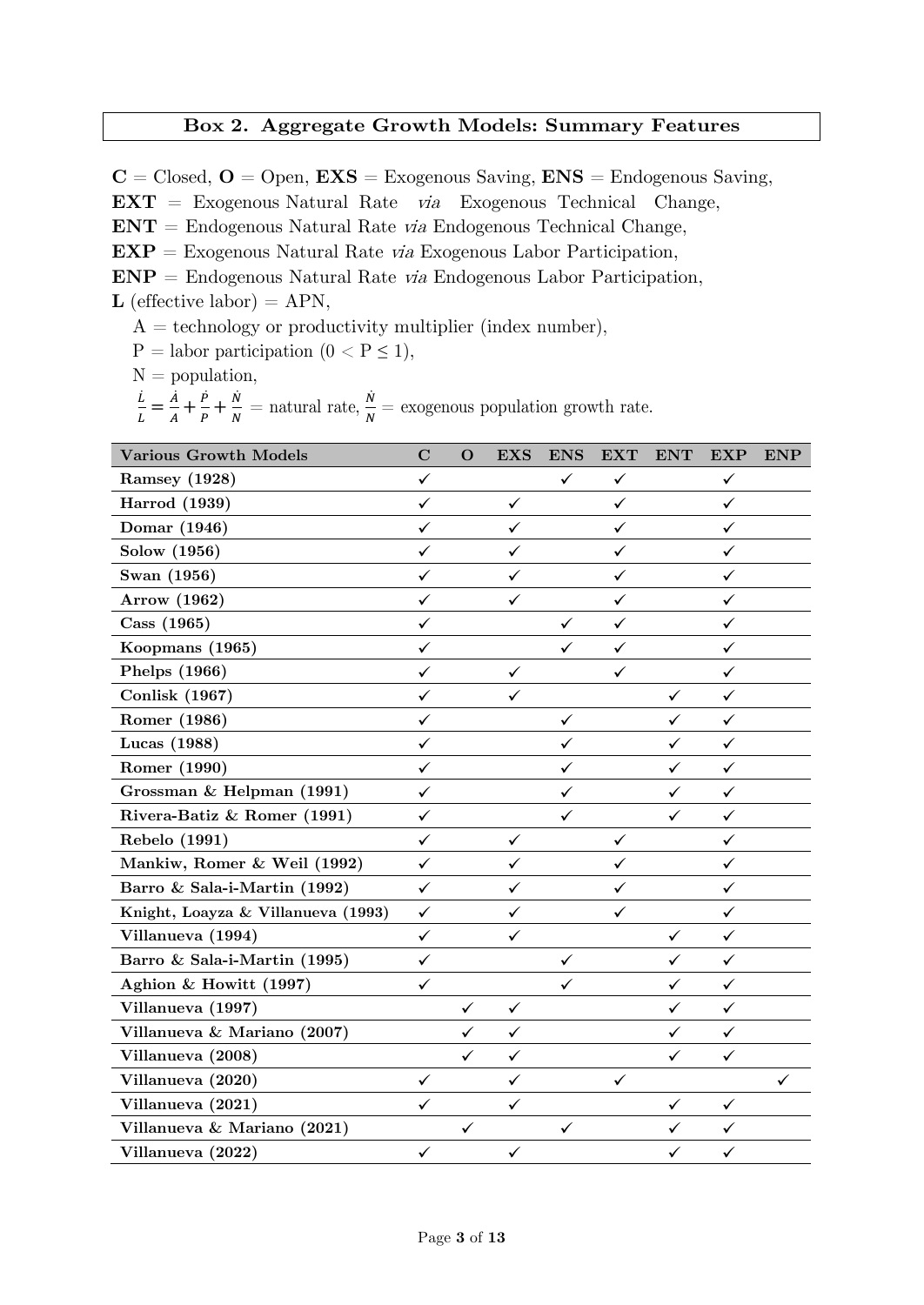## Box 2. Aggregate Growth Models: Summary Features

**C** = Closed, **O** = Open, **EXS** = Exogenous Saving, **ENS** = Endogenous Saving,
**EXT** = Exogenous Natural Rate *via* Exogenous Technical Change,
**ENT** = Endogenous Natural Rate *via* Endogenous Technical Change,
**EXP** = Exogenous Natural Rate *via* Exogenous Labor Participation,
**ENP** = Endogenous Natural Rate *via* Endogenous Labor Participation,
**L** (effective labor) = APN,

A = technology or productivity multiplier (index number),
P = labor participation ($0 < P \leq 1$),
N = population,
$\frac{\dot{L}}{L} = \frac{\dot{A}}{A} + \frac{\dot{P}}{P} + \frac{\dot{N}}{N}$ = natural rate, $\frac{\dot{N}}{N}$ = exogenous population growth rate.

| Various Growth Models | C | O | EXS | ENS | EXT | ENT | EXP | ENP |
|---|---|---|---|---|---|---|---|---|
| **Ramsey (1928)** | ✓ | | | ✓ | ✓ | | ✓ | |
| **Harrod (1939)** | ✓ | | ✓ | | ✓ | | ✓ | |
| **Domar (1946)** | ✓ | | ✓ | | ✓ | | ✓ | |
| **Solow (1956)** | ✓ | | ✓ | | ✓ | | ✓ | |
| **Swan (1956)** | ✓ | | ✓ | | ✓ | | ✓ | |
| **Arrow (1962)** | ✓ | | ✓ | | ✓ | | ✓ | |
| **Cass (1965)** | ✓ | | | ✓ | ✓ | | ✓ | |
| **Koopmans (1965)** | ✓ | | | ✓ | ✓ | | ✓ | |
| **Phelps (1966)** | ✓ | | ✓ | | ✓ | | ✓ | |
| **Conlisk (1967)** | ✓ | | ✓ | | | ✓ | ✓ | |
| **Romer (1986)** | ✓ | | | ✓ | | ✓ | ✓ | |
| **Lucas (1988)** | ✓ | | | ✓ | | ✓ | ✓ | |
| **Romer (1990)** | ✓ | | | ✓ | | ✓ | ✓ | |
| **Grossman & Helpman (1991)** | ✓ | | | ✓ | | ✓ | ✓ | |
| **Rivera-Batiz & Romer (1991)** | ✓ | | | ✓ | | ✓ | ✓ | |
| **Rebelo (1991)** | ✓ | | ✓ | | ✓ | | ✓ | |
| **Mankiw, Romer & Weil (1992)** | ✓ | | ✓ | | ✓ | | ✓ | |
| **Barro & Sala-i-Martin (1992)** | ✓ | | ✓ | | ✓ | | ✓ | |
| **Knight, Loayza & Villanueva (1993)** | ✓ | | ✓ | | ✓ | | ✓ | |
| **Villanueva (1994)** | ✓ | | ✓ | | | ✓ | ✓ | |
| **Barro & Sala-i-Martin (1995)** | ✓ | | | ✓ | | ✓ | ✓ | |
| **Aghion & Howitt (1997)** | ✓ | | | ✓ | | ✓ | ✓ | |
| **Villanueva (1997)** | | ✓ | ✓ | | | ✓ | ✓ | |
| **Villanueva & Mariano (2007)** | | ✓ | ✓ | | | ✓ | ✓ | |
| **Villanueva (2008)** | | ✓ | ✓ | | | ✓ | ✓ | |
| **Villanueva (2020)** | ✓ | | ✓ | | ✓ | | | ✓ |
| **Villanueva (2021)** | ✓ | | ✓ | | | ✓ | ✓ | |
| **Villanueva & Mariano (2021)** | | ✓ | | ✓ | | ✓ | ✓ | |
| **Villanueva (2022)** | ✓ | | ✓ | | | ✓ | ✓ | |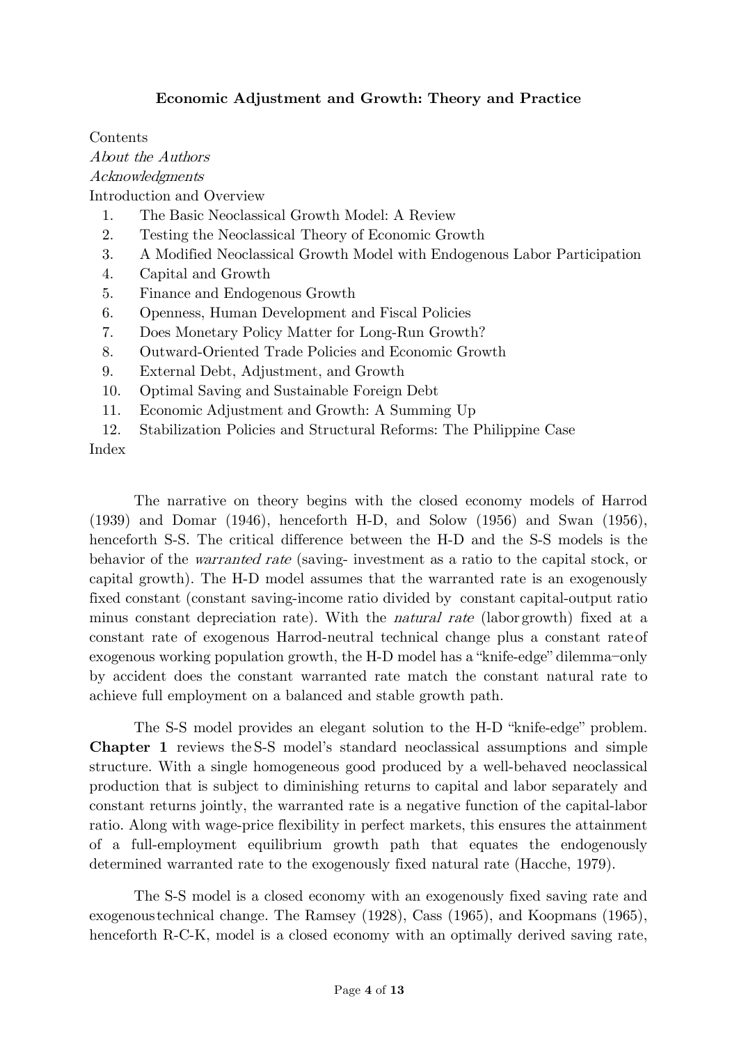**Economic Adjustment and Growth: Theory and Practice**

Contents

*About the Authors*

*Acknowledgments*

Introduction and Overview

1. The Basic Neoclassical Growth Model: A Review
2. Testing the Neoclassical Theory of Economic Growth
3. A Modified Neoclassical Growth Model with Endogenous Labor Participation
4. Capital and Growth
5. Finance and Endogenous Growth
6. Openness, Human Development and Fiscal Policies
7. Does Monetary Policy Matter for Long-Run Growth?
8. Outward-Oriented Trade Policies and Economic Growth
9. External Debt, Adjustment, and Growth
10. Optimal Saving and Sustainable Foreign Debt
11. Economic Adjustment and Growth: A Summing Up
12. Stabilization Policies and Structural Reforms: The Philippine Case

Index

The narrative on theory begins with the closed economy models of Harrod (1939) and Domar (1946), henceforth H-D, and Solow (1956) and Swan (1956), henceforth S-S. The critical difference between the H-D and the S-S models is the behavior of the *warranted rate* (saving- investment as a ratio to the capital stock, or capital growth). The H-D model assumes that the warranted rate is an exogenously fixed constant (constant saving-income ratio divided by constant capital-output ratio minus constant depreciation rate). With the *natural rate* (labor growth) fixed at a constant rate of exogenous Harrod-neutral technical change plus a constant rate of exogenous working population growth, the H-D model has a "knife-edge" dilemma–only by accident does the constant warranted rate match the constant natural rate to achieve full employment on a balanced and stable growth path.

The S-S model provides an elegant solution to the H-D "knife-edge" problem. **Chapter 1** reviews the S-S model's standard neoclassical assumptions and simple structure. With a single homogeneous good produced by a well-behaved neoclassical production that is subject to diminishing returns to capital and labor separately and constant returns jointly, the warranted rate is a negative function of the capital-labor ratio. Along with wage-price flexibility in perfect markets, this ensures the attainment of a full-employment equilibrium growth path that equates the endogenously determined warranted rate to the exogenously fixed natural rate (Hacche, 1979).

The S-S model is a closed economy with an exogenously fixed saving rate and exogenous technical change. The Ramsey (1928), Cass (1965), and Koopmans (1965), henceforth R-C-K, model is a closed economy with an optimally derived saving rate,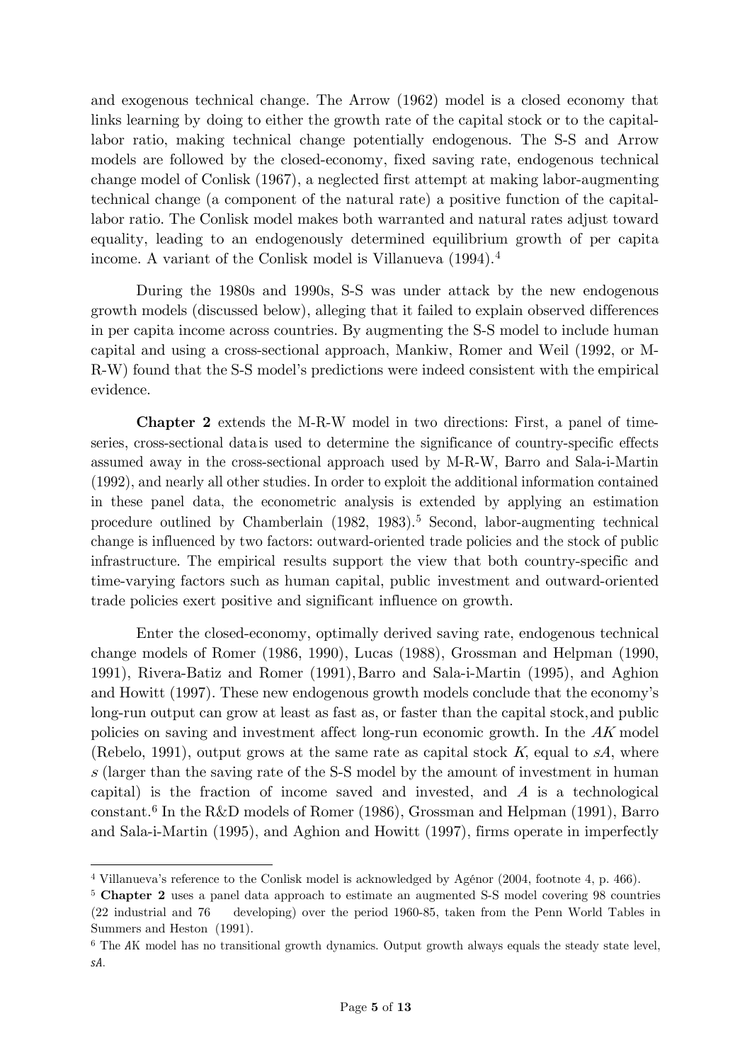and exogenous technical change. The Arrow (1962) model is a closed economy that links learning by doing to either the growth rate of the capital stock or to the capital-labor ratio, making technical change potentially endogenous. The S-S and Arrow models are followed by the closed-economy, fixed saving rate, endogenous technical change model of Conlisk (1967), a neglected first attempt at making labor-augmenting technical change (a component of the natural rate) a positive function of the capital-labor ratio. The Conlisk model makes both warranted and natural rates adjust toward equality, leading to an endogenously determined equilibrium growth of per capita income. A variant of the Conlisk model is Villanueva (1994).[4]

During the 1980s and 1990s, S-S was under attack by the new endogenous growth models (discussed below), alleging that it failed to explain observed differences in per capita income across countries. By augmenting the S-S model to include human capital and using a cross-sectional approach, Mankiw, Romer and Weil (1992, or M-R-W) found that the S-S model's predictions were indeed consistent with the empirical evidence.

**Chapter 2** extends the M-R-W model in two directions: First, a panel of time-series, cross-sectional data is used to determine the significance of country-specific effects assumed away in the cross-sectional approach used by M-R-W, Barro and Sala-i-Martin (1992), and nearly all other studies. In order to exploit the additional information contained in these panel data, the econometric analysis is extended by applying an estimation procedure outlined by Chamberlain (1982, 1983).[5] Second, labor-augmenting technical change is influenced by two factors: outward-oriented trade policies and the stock of public infrastructure. The empirical results support the view that both country-specific and time-varying factors such as human capital, public investment and outward-oriented trade policies exert positive and significant influence on growth.

Enter the closed-economy, optimally derived saving rate, endogenous technical change models of Romer (1986, 1990), Lucas (1988), Grossman and Helpman (1990, 1991), Rivera-Batiz and Romer (1991), Barro and Sala-i-Martin (1995), and Aghion and Howitt (1997). These new endogenous growth models conclude that the economy's long-run output can grow at least as fast as, or faster than the capital stock, and public policies on saving and investment affect long-run economic growth. In the *AK* model (Rebelo, 1991), output grows at the same rate as capital stock $K$, equal to $sA$, where $s$ (larger than the saving rate of the S-S model by the amount of investment in human capital) is the fraction of income saved and invested, and $A$ is a technological constant.[6] In the R&D models of Romer (1986), Grossman and Helpman (1991), Barro and Sala-i-Martin (1995), and Aghion and Howitt (1997), firms operate in imperfectly

---

[4] Villanueva's reference to the Conlisk model is acknowledged by Agénor (2004, footnote 4, p. 466).

[5] **Chapter 2** uses a panel data approach to estimate an augmented S-S model covering 98 countries (22 industrial and 76 developing) over the period 1960-85, taken from the Penn World Tables in Summers and Heston (1991).

[6] The *AK* model has no transitional growth dynamics. Output growth always equals the steady state level, $sA$.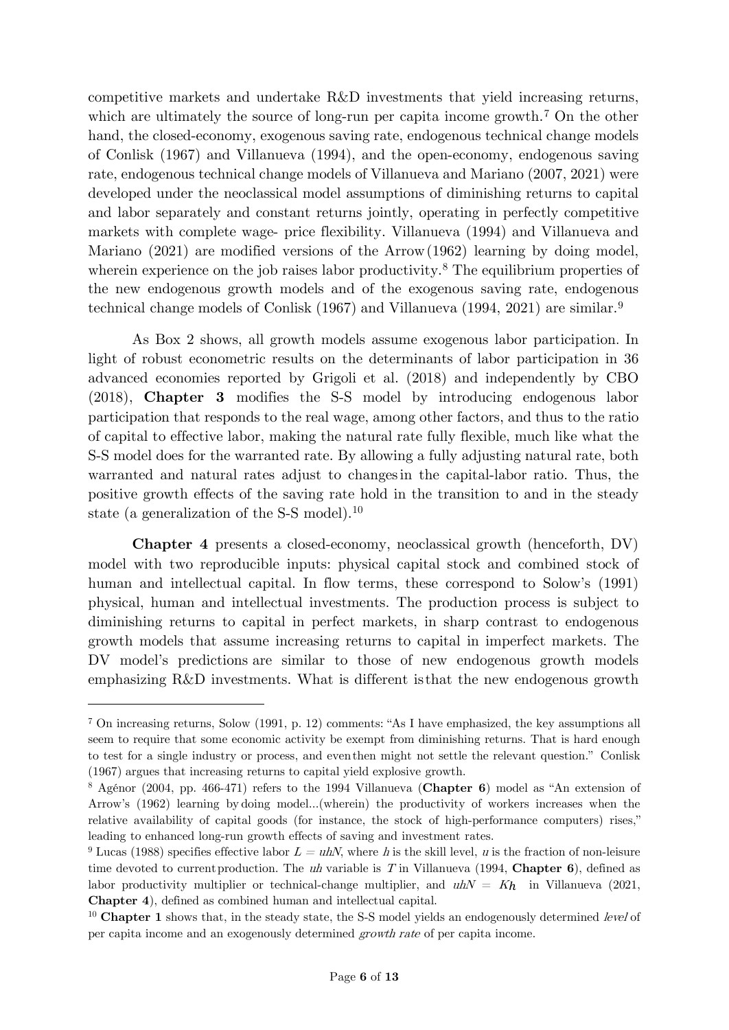competitive markets and undertake R&D investments that yield increasing returns, which are ultimately the source of long-run per capita income growth.[7] On the other hand, the closed-economy, exogenous saving rate, endogenous technical change models of Conlisk (1967) and Villanueva (1994), and the open-economy, endogenous saving rate, endogenous technical change models of Villanueva and Mariano (2007, 2021) were developed under the neoclassical model assumptions of diminishing returns to capital and labor separately and constant returns jointly, operating in perfectly competitive markets with complete wage- price flexibility. Villanueva (1994) and Villanueva and Mariano (2021) are modified versions of the Arrow (1962) learning by doing model, wherein experience on the job raises labor productivity.[8] The equilibrium properties of the new endogenous growth models and of the exogenous saving rate, endogenous technical change models of Conlisk (1967) and Villanueva (1994, 2021) are similar.[9]

As Box 2 shows, all growth models assume exogenous labor participation. In light of robust econometric results on the determinants of labor participation in 36 advanced economies reported by Grigoli et al. (2018) and independently by CBO (2018), **Chapter 3** modifies the S-S model by introducing endogenous labor participation that responds to the real wage, among other factors, and thus to the ratio of capital to effective labor, making the natural rate fully flexible, much like what the S-S model does for the warranted rate. By allowing a fully adjusting natural rate, both warranted and natural rates adjust to changes in the capital-labor ratio. Thus, the positive growth effects of the saving rate hold in the transition to and in the steady state (a generalization of the S-S model).[10]

**Chapter 4** presents a closed-economy, neoclassical growth (henceforth, DV) model with two reproducible inputs: physical capital stock and combined stock of human and intellectual capital. In flow terms, these correspond to Solow's (1991) physical, human and intellectual investments. The production process is subject to diminishing returns to capital in perfect markets, in sharp contrast to endogenous growth models that assume increasing returns to capital in imperfect markets. The DV model's predictions are similar to those of new endogenous growth models emphasizing R&D investments. What is different is that the new endogenous growth

---

[7] On increasing returns, Solow (1991, p. 12) comments: "As I have emphasized, the key assumptions all seem to require that some economic activity be exempt from diminishing returns. That is hard enough to test for a single industry or process, and even then might not settle the relevant question." Conlisk (1967) argues that increasing returns to capital yield explosive growth.

[8] Agénor (2004, pp. 466-471) refers to the 1994 Villanueva (**Chapter 6**) model as "An extension of Arrow's (1962) learning by doing model...(wherein) the productivity of workers increases when the relative availability of capital goods (for instance, the stock of high-performance computers) rises," leading to enhanced long-run growth effects of saving and investment rates.

[9] Lucas (1988) specifies effective labor $L = uhN$, where $h$ is the skill level, $u$ is the fraction of non-leisure time devoted to current production. The $uh$ variable is $T$ in Villanueva (1994, **Chapter 6**), defined as labor productivity multiplier or technical-change multiplier, and $uhN = K_h$ in Villanueva (2021, **Chapter 4**), defined as combined human and intellectual capital.

[10] **Chapter 1** shows that, in the steady state, the S-S model yields an endogenously determined *level* of per capita income and an exogenously determined *growth rate* of per capita income.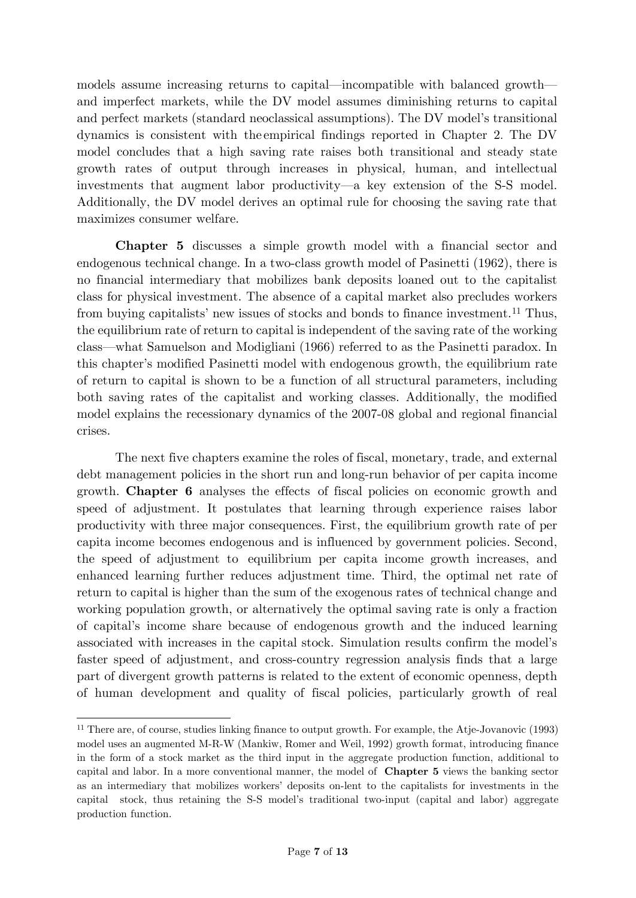models assume increasing returns to capital—incompatible with balanced growth—and imperfect markets, while the DV model assumes diminishing returns to capital and perfect markets (standard neoclassical assumptions). The DV model's transitional dynamics is consistent with the empirical findings reported in Chapter 2. The DV model concludes that a high saving rate raises both transitional and steady state growth rates of output through increases in physical, human, and intellectual investments that augment labor productivity—a key extension of the S-S model. Additionally, the DV model derives an optimal rule for choosing the saving rate that maximizes consumer welfare.

**Chapter 5** discusses a simple growth model with a financial sector and endogenous technical change. In a two-class growth model of Pasinetti (1962), there is no financial intermediary that mobilizes bank deposits loaned out to the capitalist class for physical investment. The absence of a capital market also precludes workers from buying capitalists' new issues of stocks and bonds to finance investment.[11] Thus, the equilibrium rate of return to capital is independent of the saving rate of the working class—what Samuelson and Modigliani (1966) referred to as the Pasinetti paradox. In this chapter's modified Pasinetti model with endogenous growth, the equilibrium rate of return to capital is shown to be a function of all structural parameters, including both saving rates of the capitalist and working classes. Additionally, the modified model explains the recessionary dynamics of the 2007-08 global and regional financial crises.

The next five chapters examine the roles of fiscal, monetary, trade, and external debt management policies in the short run and long-run behavior of per capita income growth. **Chapter 6** analyses the effects of fiscal policies on economic growth and speed of adjustment. It postulates that learning through experience raises labor productivity with three major consequences. First, the equilibrium growth rate of per capita income becomes endogenous and is influenced by government policies. Second, the speed of adjustment to equilibrium per capita income growth increases, and enhanced learning further reduces adjustment time. Third, the optimal net rate of return to capital is higher than the sum of the exogenous rates of technical change and working population growth, or alternatively the optimal saving rate is only a fraction of capital's income share because of endogenous growth and the induced learning associated with increases in the capital stock. Simulation results confirm the model's faster speed of adjustment, and cross-country regression analysis finds that a large part of divergent growth patterns is related to the extent of economic openness, depth of human development and quality of fiscal policies, particularly growth of real

---

[11] There are, of course, studies linking finance to output growth. For example, the Atje-Jovanovic (1993) model uses an augmented M-R-W (Mankiw, Romer and Weil, 1992) growth format, introducing finance in the form of a stock market as the third input in the aggregate production function, additional to capital and labor. In a more conventional manner, the model of **Chapter 5** views the banking sector as an intermediary that mobilizes workers' deposits on-lent to the capitalists for investments in the capital stock, thus retaining the S-S model's traditional two-input (capital and labor) aggregate production function.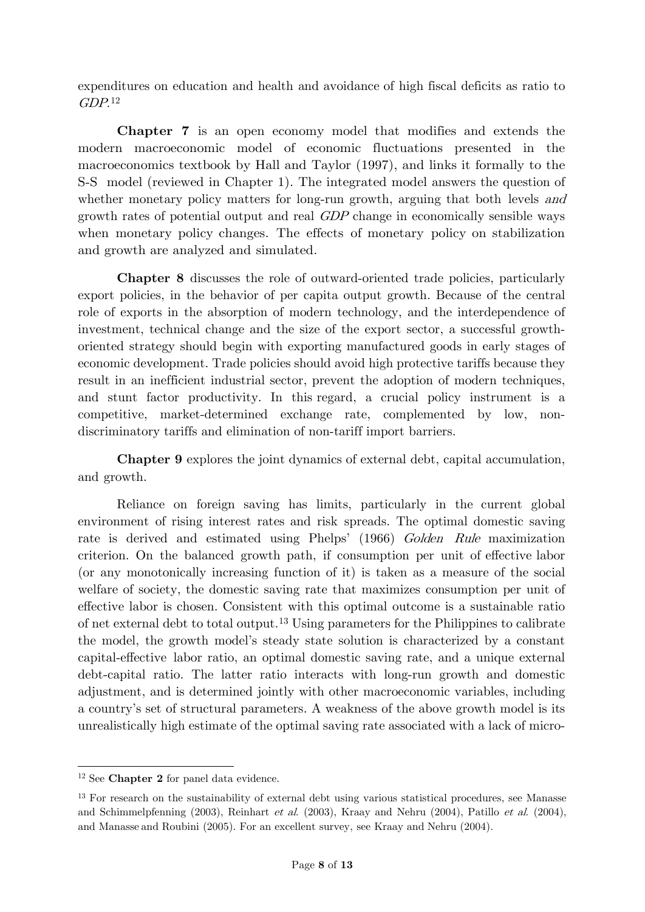expenditures on education and health and avoidance of high fiscal deficits as ratio to *GDP*.[12]

**Chapter 7** is an open economy model that modifies and extends the modern macroeconomic model of economic fluctuations presented in the macroeconomics textbook by Hall and Taylor (1997), and links it formally to the S-S model (reviewed in Chapter 1). The integrated model answers the question of whether monetary policy matters for long-run growth, arguing that both levels *and* growth rates of potential output and real *GDP* change in economically sensible ways when monetary policy changes. The effects of monetary policy on stabilization and growth are analyzed and simulated.

**Chapter 8** discusses the role of outward-oriented trade policies, particularly export policies, in the behavior of per capita output growth. Because of the central role of exports in the absorption of modern technology, and the interdependence of investment, technical change and the size of the export sector, a successful growth-oriented strategy should begin with exporting manufactured goods in early stages of economic development. Trade policies should avoid high protective tariffs because they result in an inefficient industrial sector, prevent the adoption of modern techniques, and stunt factor productivity. In this regard, a crucial policy instrument is a competitive, market-determined exchange rate, complemented by low, non-discriminatory tariffs and elimination of non-tariff import barriers.

**Chapter 9** explores the joint dynamics of external debt, capital accumulation, and growth.

Reliance on foreign saving has limits, particularly in the current global environment of rising interest rates and risk spreads. The optimal domestic saving rate is derived and estimated using Phelps' (1966) *Golden Rule* maximization criterion. On the balanced growth path, if consumption per unit of effective labor (or any monotonically increasing function of it) is taken as a measure of the social welfare of society, the domestic saving rate that maximizes consumption per unit of effective labor is chosen. Consistent with this optimal outcome is a sustainable ratio of net external debt to total output.[13] Using parameters for the Philippines to calibrate the model, the growth model's steady state solution is characterized by a constant capital-effective labor ratio, an optimal domestic saving rate, and a unique external debt-capital ratio. The latter ratio interacts with long-run growth and domestic adjustment, and is determined jointly with other macroeconomic variables, including a country's set of structural parameters. A weakness of the above growth model is its unrealistically high estimate of the optimal saving rate associated with a lack of micro-

---

[12] See **Chapter 2** for panel data evidence.

[13] For research on the sustainability of external debt using various statistical procedures, see Manasse and Schimmelpfenning (2003), Reinhart *et al.* (2003), Kraay and Nehru (2004), Patillo *et al.* (2004), and Manasse and Roubini (2005). For an excellent survey, see Kraay and Nehru (2004).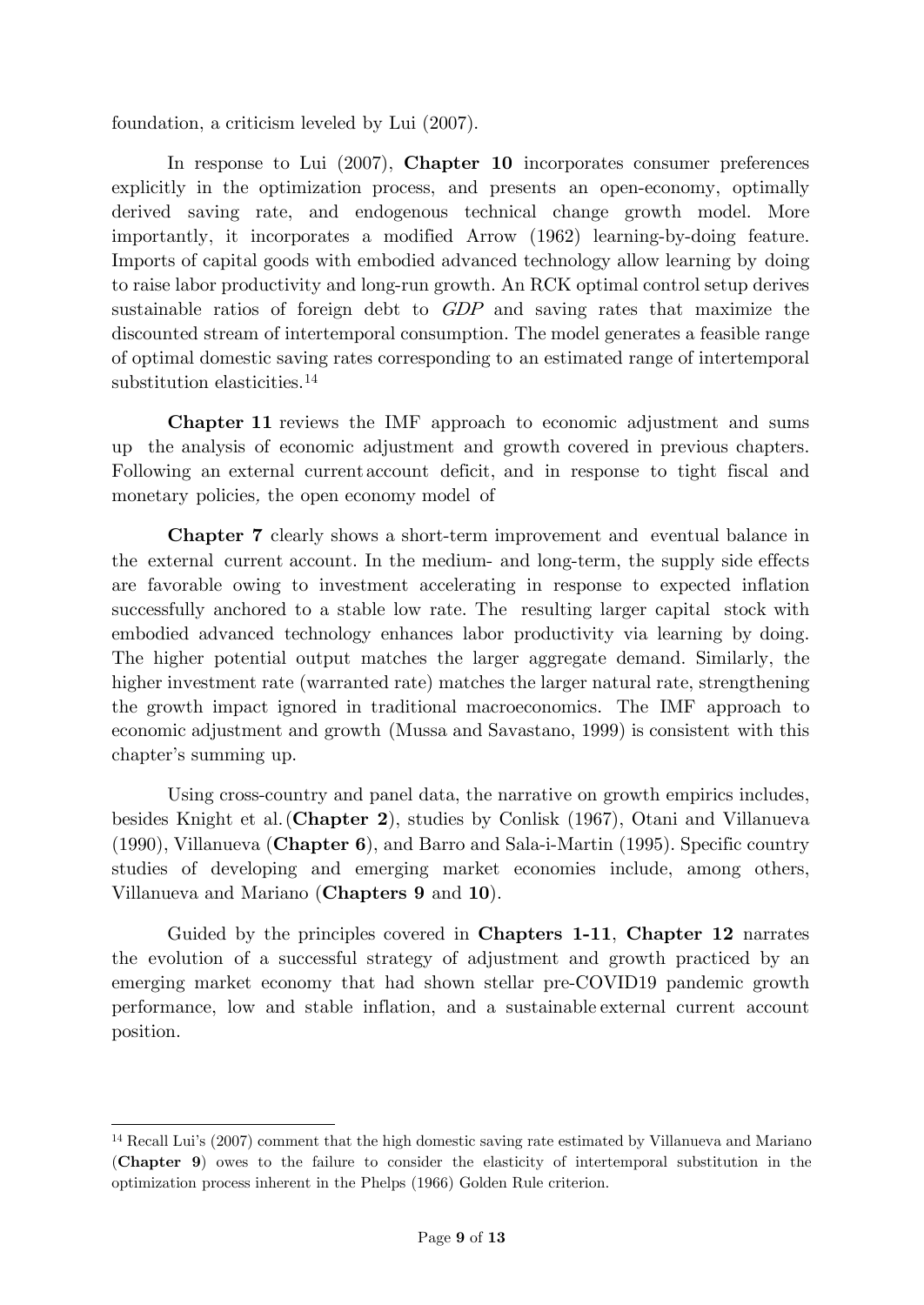foundation, a criticism leveled by Lui (2007).

In response to Lui (2007), **Chapter 10** incorporates consumer preferences explicitly in the optimization process, and presents an open-economy, optimally derived saving rate, and endogenous technical change growth model. More importantly, it incorporates a modified Arrow (1962) learning-by-doing feature. Imports of capital goods with embodied advanced technology allow learning by doing to raise labor productivity and long-run growth. An RCK optimal control setup derives sustainable ratios of foreign debt to *GDP* and saving rates that maximize the discounted stream of intertemporal consumption. The model generates a feasible range of optimal domestic saving rates corresponding to an estimated range of intertemporal substitution elasticities.[14]

**Chapter 11** reviews the IMF approach to economic adjustment and sums up the analysis of economic adjustment and growth covered in previous chapters. Following an external current account deficit, and in response to tight fiscal and monetary policies, the open economy model of

**Chapter 7** clearly shows a short-term improvement and eventual balance in the external current account. In the medium- and long-term, the supply side effects are favorable owing to investment accelerating in response to expected inflation successfully anchored to a stable low rate. The resulting larger capital stock with embodied advanced technology enhances labor productivity via learning by doing. The higher potential output matches the larger aggregate demand. Similarly, the higher investment rate (warranted rate) matches the larger natural rate, strengthening the growth impact ignored in traditional macroeconomics. The IMF approach to economic adjustment and growth (Mussa and Savastano, 1999) is consistent with this chapter's summing up.

Using cross-country and panel data, the narrative on growth empirics includes, besides Knight et al. (**Chapter 2**), studies by Conlisk (1967), Otani and Villanueva (1990), Villanueva (**Chapter 6**), and Barro and Sala-i-Martin (1995). Specific country studies of developing and emerging market economies include, among others, Villanueva and Mariano (**Chapters 9** and **10**).

Guided by the principles covered in **Chapters 1-11**, **Chapter 12** narrates the evolution of a successful strategy of adjustment and growth practiced by an emerging market economy that had shown stellar pre-COVID19 pandemic growth performance, low and stable inflation, and a sustainable external current account position.

---

[14] Recall Lui's (2007) comment that the high domestic saving rate estimated by Villanueva and Mariano (**Chapter 9**) owes to the failure to consider the elasticity of intertemporal substitution in the optimization process inherent in the Phelps (1966) Golden Rule criterion.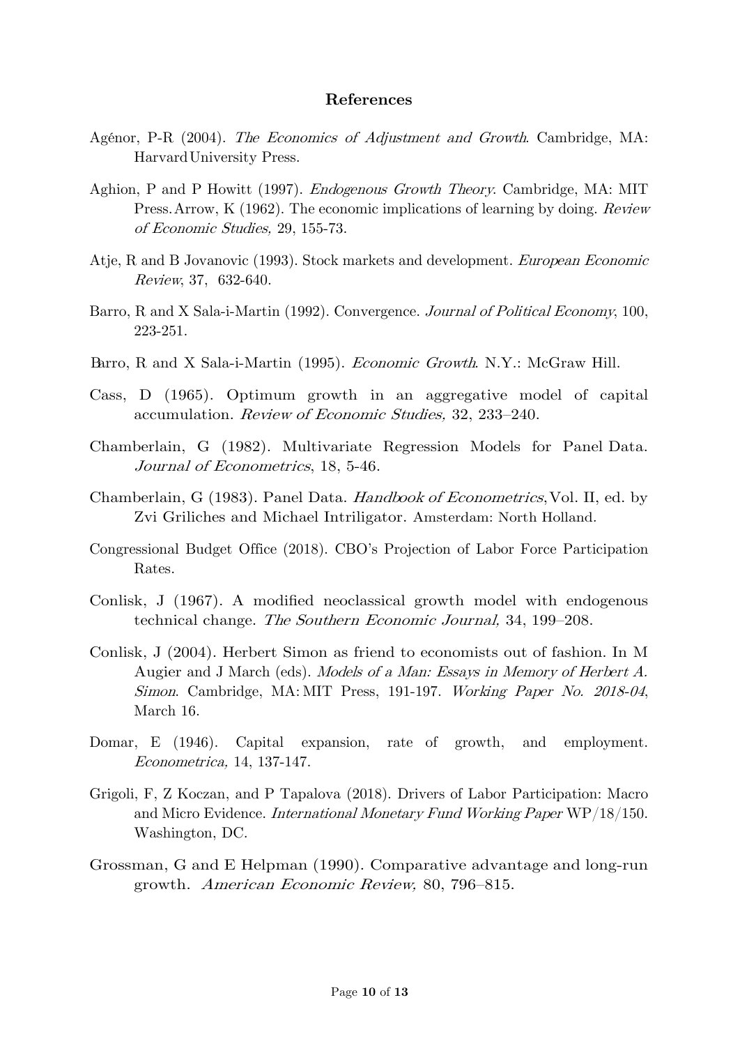# References

Agénor, P-R (2004). *The Economics of Adjustment and Growth*. Cambridge, MA: Harvard University Press.

Aghion, P and P Howitt (1997). *Endogenous Growth Theory*. Cambridge, MA: MIT Press. Arrow, K (1962). The economic implications of learning by doing. *Review of Economic Studies,* 29, 155-73.

Atje, R and B Jovanovic (1993). Stock markets and development. *European Economic Review*, 37, 632-640.

Barro, R and X Sala-i-Martin (1992). Convergence. *Journal of Political Economy*, 100, 223-251.

Barro, R and X Sala-i-Martin (1995). *Economic Growth*. N.Y.: McGraw Hill.

Cass, D (1965). Optimum growth in an aggregative model of capital accumulation. *Review of Economic Studies,* 32, 233–240.

Chamberlain, G (1982). Multivariate Regression Models for Panel Data. *Journal of Econometrics*, 18, 5-46.

Chamberlain, G (1983). Panel Data. *Handbook of Econometrics*, Vol. II, ed. by Zvi Griliches and Michael Intriligator. Amsterdam: North Holland.

Congressional Budget Office (2018). CBO's Projection of Labor Force Participation Rates.

Conlisk, J (1967). A modified neoclassical growth model with endogenous technical change. *The Southern Economic Journal,* 34, 199–208.

Conlisk, J (2004). Herbert Simon as friend to economists out of fashion. In M Augier and J March (eds). *Models of a Man: Essays in Memory of Herbert A. Simon*. Cambridge, MA: MIT Press, 191-197. *Working Paper No. 2018-04*, March 16.

Domar, E (1946). Capital expansion, rate of growth, and employment. *Econometrica,* 14, 137-147.

Grigoli, F, Z Koczan, and P Tapalova (2018). Drivers of Labor Participation: Macro and Micro Evidence. *International Monetary Fund Working Paper* WP/18/150. Washington, DC.

Grossman, G and E Helpman (1990). Comparative advantage and long-run growth. *American Economic Review,* 80, 796–815.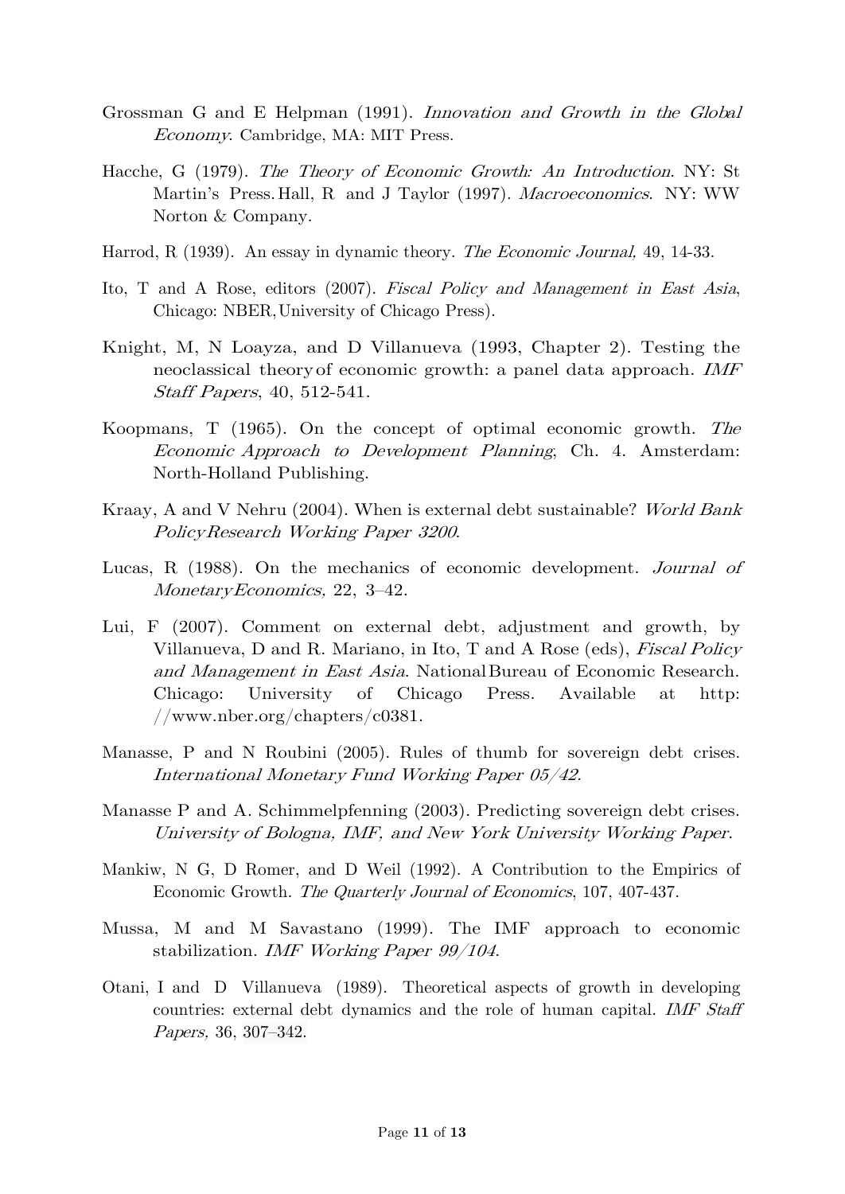Grossman G and E Helpman (1991). *Innovation and Growth in the Global Economy*. Cambridge, MA: MIT Press.

Hacche, G (1979). *The Theory of Economic Growth: An Introduction*. NY: St Martin's Press. Hall, R and J Taylor (1997). *Macroeconomics*. NY: WW Norton & Company.

Harrod, R (1939). An essay in dynamic theory. *The Economic Journal,* 49, 14-33.

Ito, T and A Rose, editors (2007). *Fiscal Policy and Management in East Asia*, Chicago: NBER, University of Chicago Press).

Knight, M, N Loayza, and D Villanueva (1993, Chapter 2). Testing the neoclassical theory of economic growth: a panel data approach. *IMF Staff Papers*, 40, 512-541.

Koopmans, T (1965). On the concept of optimal economic growth. *The Economic Approach to Development Planning*, Ch. 4. Amsterdam: North-Holland Publishing.

Kraay, A and V Nehru (2004). When is external debt sustainable? *World Bank PolicyResearch Working Paper 3200*.

Lucas, R (1988). On the mechanics of economic development. *Journal of MonetaryEconomics,* 22, 3–42.

Lui, F (2007). Comment on external debt, adjustment and growth, by Villanueva, D and R. Mariano, in Ito, T and A Rose (eds), *Fiscal Policy and Management in East Asia*. National Bureau of Economic Research. Chicago: University of Chicago Press. Available at http: //www.nber.org/chapters/c0381.

Manasse, P and N Roubini (2005). Rules of thumb for sovereign debt crises. *International Monetary Fund Working Paper 05/42.*

Manasse P and A. Schimmelpfenning (2003). Predicting sovereign debt crises. *University of Bologna, IMF, and New York University Working Paper*.

Mankiw, N G, D Romer, and D Weil (1992). A Contribution to the Empirics of Economic Growth. *The Quarterly Journal of Economics*, 107, 407-437.

Mussa, M and M Savastano (1999). The IMF approach to economic stabilization. *IMF Working Paper 99/104*.

Otani, I and D Villanueva (1989). Theoretical aspects of growth in developing countries: external debt dynamics and the role of human capital. *IMF Staff Papers,* 36, 307–342.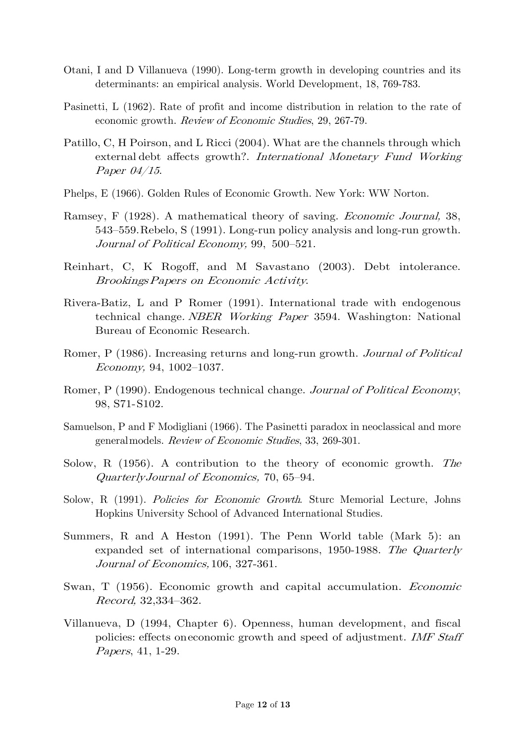Otani, I and D Villanueva (1990). Long-term growth in developing countries and its determinants: an empirical analysis. World Development, 18, 769-783.

Pasinetti, L (1962). Rate of profit and income distribution in relation to the rate of economic growth. *Review of Economic Studies*, 29, 267-79.

Patillo, C, H Poirson, and L Ricci (2004). What are the channels through which external debt affects growth?. *International Monetary Fund Working Paper 04/15*.

Phelps, E (1966). Golden Rules of Economic Growth. New York: WW Norton.

Ramsey, F (1928). A mathematical theory of saving. *Economic Journal,* 38, 543–559. Rebelo, S (1991). Long-run policy analysis and long-run growth. *Journal of Political Economy,* 99, 500–521.

Reinhart, C, K Rogoff, and M Savastano (2003). Debt intolerance. *Brookings Papers on Economic Activity*.

Rivera-Batiz, L and P Romer (1991). International trade with endogenous technical change*. NBER Working Paper* 3594. Washington: National Bureau of Economic Research.

Romer, P (1986). Increasing returns and long-run growth. *Journal of Political Economy,* 94, 1002–1037.

Romer, P (1990). Endogenous technical change. *Journal of Political Economy*, 98, S71-S102.

Samuelson, P and F Modigliani (1966). The Pasinetti paradox in neoclassical and more general models. *Review of Economic Studies*, 33, 269-301.

Solow, R (1956). A contribution to the theory of economic growth. *The Quarterly Journal of Economics,* 70, 65–94.

Solow, R (1991). *Policies for Economic Growth*. Sturc Memorial Lecture, Johns Hopkins University School of Advanced International Studies.

Summers, R and A Heston (1991). The Penn World table (Mark 5): an expanded set of international comparisons, 1950-1988. *The Quarterly Journal of Economics,* 106, 327-361.

Swan, T (1956). Economic growth and capital accumulation. *Economic Record,* 32,334–362.

Villanueva, D (1994, Chapter 6). Openness, human development, and fiscal policies: effects on economic growth and speed of adjustment. *IMF Staff Papers*, 41, 1-29.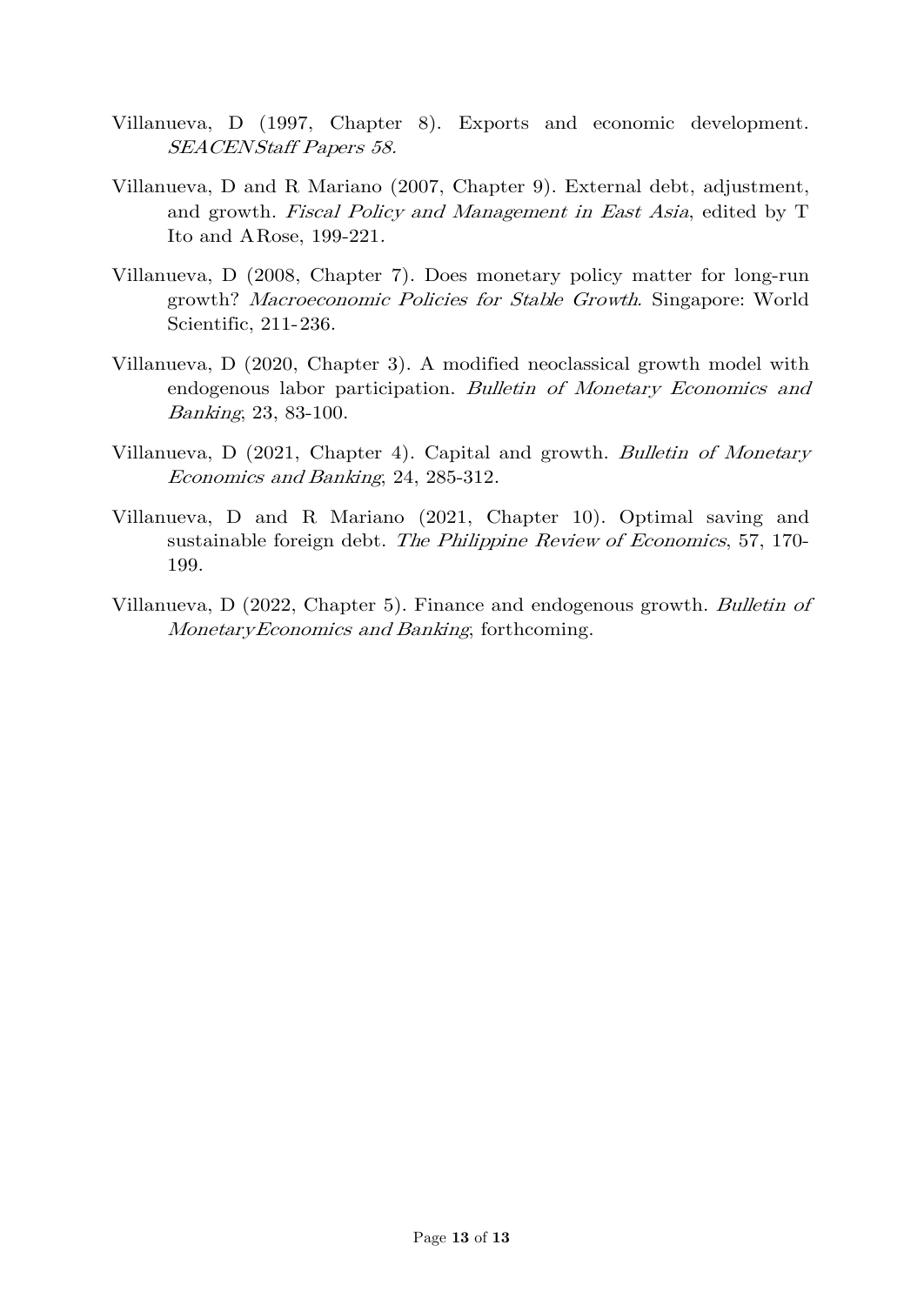Villanueva, D (1997, Chapter 8). Exports and economic development. *SEACENStaff Papers 58.*

Villanueva, D and R Mariano (2007, Chapter 9). External debt, adjustment, and growth. *Fiscal Policy and Management in East Asia*, edited by T Ito and A Rose, 199-221.

Villanueva, D (2008, Chapter 7). Does monetary policy matter for long-run growth? *Macroeconomic Policies for Stable Growth*. Singapore: World Scientific, 211-236.

Villanueva, D (2020, Chapter 3). A modified neoclassical growth model with endogenous labor participation. *Bulletin of Monetary Economics and Banking*, 23, 83-100.

Villanueva, D (2021, Chapter 4). Capital and growth. *Bulletin of Monetary Economics and Banking*, 24, 285-312.

Villanueva, D and R Mariano (2021, Chapter 10). Optimal saving and sustainable foreign debt. *The Philippine Review of Economics*, 57, 170-199.

Villanueva, D (2022, Chapter 5). Finance and endogenous growth. *Bulletin of MonetaryEconomics and Banking*, forthcoming.